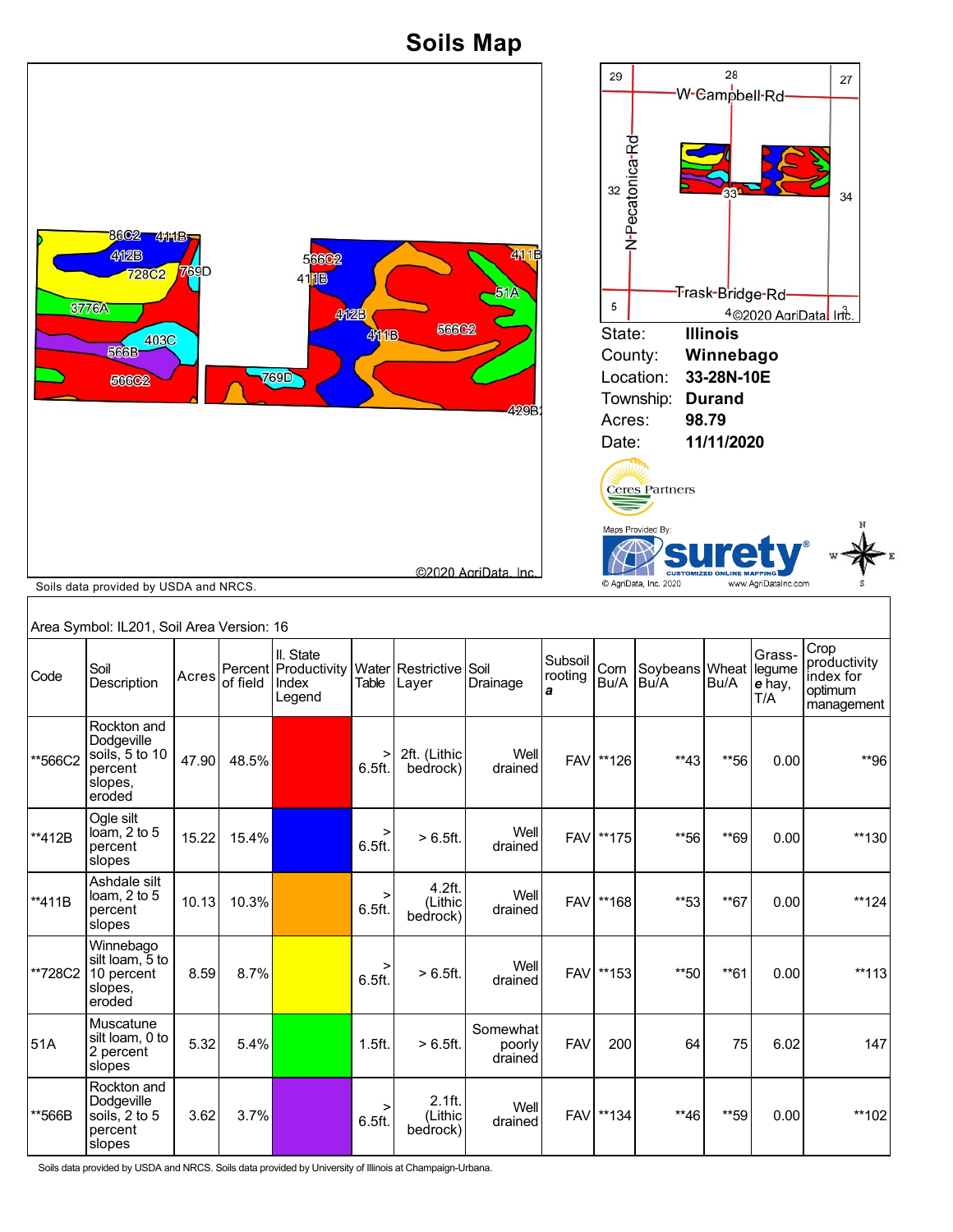# Soils Map

Soils data provided by USDA and NRCS.

©2020 AgriData, Inc.

| | |
|---|---|
| State: | **Illinois** |
| County: | **Winnebago** |
| Location: | **33-28N-10E** |
| Township: | **Durand** |
| Acres: | **98.79** |
| Date: | **11/11/2020** |

Ceres Partners

Maps Provided By: surety® CUSTOMIZED ONLINE MAPPING © AgriData, Inc. 2020 www.AgriDataInc.com

Area Symbol: IL201, Soil Area Version: 16

| Code | Soil Description | Acres | Percent of field | Il. State Productivity Index Legend | Water Table | Restrictive Layer | Soil Drainage | Subsoil rooting *a* | Corn Bu/A | Soybeans Bu/A | Wheat Bu/A | Grass-legume *e* hay, T/A | Crop productivity index for optimum management |
|---|---|---|---|---|---|---|---|---|---|---|---|---|---|
| **566C2 | Rockton and Dodgeville soils, 5 to 10 percent slopes, eroded | 47.90 | 48.5% | | > 6.5ft. | 2ft. (Lithic bedrock) | Well drained | FAV | **126 | **43 | **56 | 0.00 | **96 |
| **412B | Ogle silt loam, 2 to 5 percent slopes | 15.22 | 15.4% | | > 6.5ft. | > 6.5ft. | Well drained | FAV | **175 | **56 | **69 | 0.00 | **130 |
| **411B | Ashdale silt loam, 2 to 5 percent slopes | 10.13 | 10.3% | | > 6.5ft. | 4.2ft. (Lithic bedrock) | Well drained | FAV | **168 | **53 | **67 | 0.00 | **124 |
| **728C2 | Winnebago silt loam, 5 to 10 percent slopes, eroded | 8.59 | 8.7% | | > 6.5ft. | > 6.5ft. | Well drained | FAV | **153 | **50 | **61 | 0.00 | **113 |
| 51A | Muscatune silt loam, 0 to 2 percent slopes | 5.32 | 5.4% | | 1.5ft. | > 6.5ft. | Somewhat poorly drained | FAV | 200 | 64 | 75 | 6.02 | 147 |
| **566B | Rockton and Dodgeville soils, 2 to 5 percent slopes | 3.62 | 3.7% | | > 6.5ft. | 2.1ft. (Lithic bedrock) | Well drained | FAV | **134 | **46 | **59 | 0.00 | **102 |

Soils data provided by USDA and NRCS. Soils data provided by University of Illinois at Champaign-Urbana.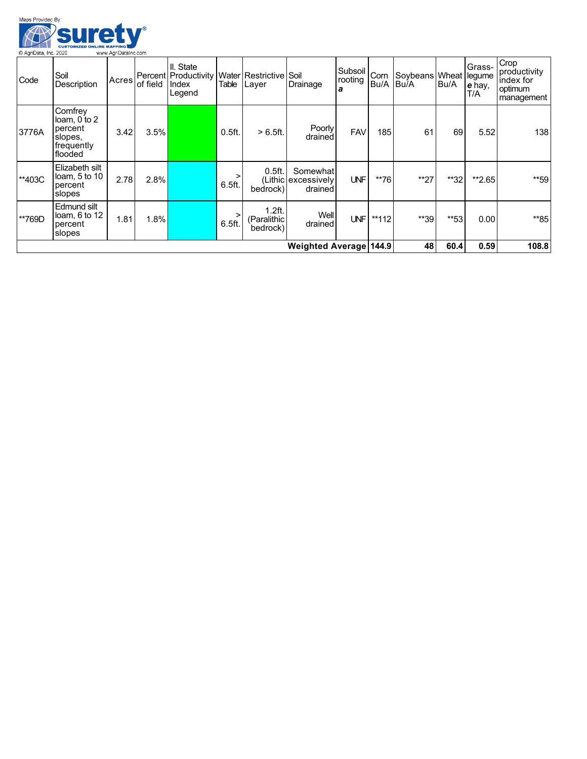Maps Provided By:

**surety**
CUSTOMIZED ONLINE MAPPING

© AgriData, Inc. 2020 www.AgriDataInc.com

| Code | Soil Description | Acres | Percent of field | Il. State Productivity Index Legend | Water Table | Restrictive Layer | Soil Drainage | Subsoil rooting *a* | Corn Bu/A | Soybeans Bu/A | Wheat Bu/A | Grass-legume *e* hay, T/A | Crop productivity index for optimum management |
|---|---|---|---|---|---|---|---|---|---|---|---|---|---|
| 3776A | Comfrey loam, 0 to 2 percent slopes, frequently flooded | 3.42 | 3.5% | | 0.5ft. | > 6.5ft. | Poorly drained | FAV | 185 | 61 | 69 | 5.52 | 138 |
| **403C | Elizabeth silt loam, 5 to 10 percent slopes | 2.78 | 2.8% | | > 6.5ft. | 0.5ft. (Lithic bedrock) | Somewhat excessively drained | UNF | **76 | **27 | **32 | **2.65 | **59 |
| **769D | Edmund silt loam, 6 to 12 percent slopes | 1.81 | 1.8% | | > 6.5ft. | 1.2ft. (Paralithic bedrock) | Well drained | UNF | **112 | **39 | **53 | 0.00 | **85 |
| | | | | | | | | **Weighted Average** | **144.9** | **48** | **60.4** | **0.59** | **108.8** |